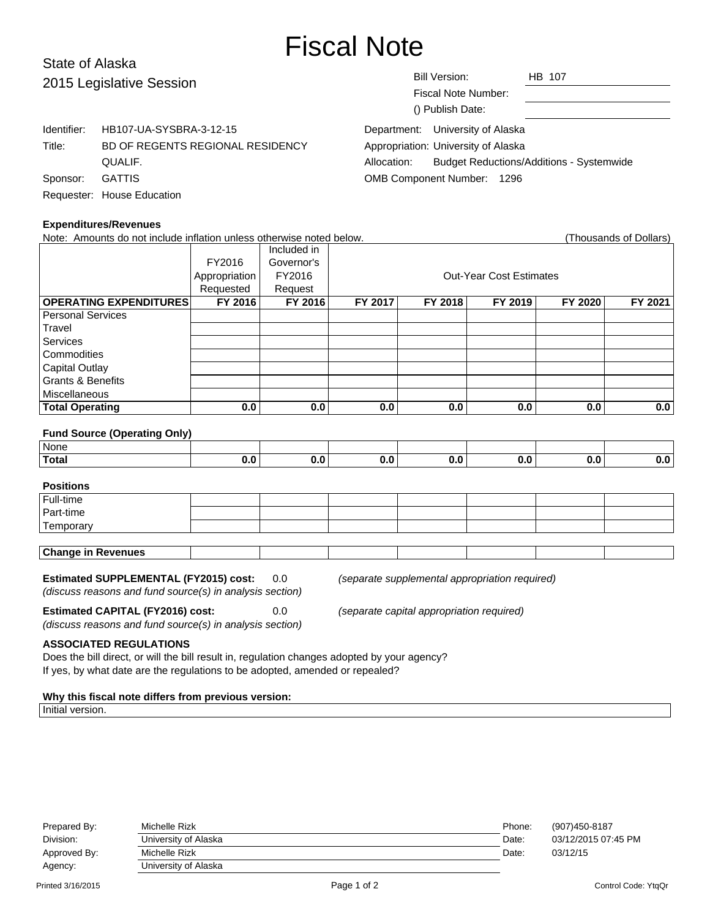# Fiscal Note

State of Alaska
2015 Legislative Session

Bill Version: HB 107
Fiscal Note Number:
() Publish Date:

Identifier: HB107-UA-SYSBRA-3-12-15
Title: BD OF REGENTS REGIONAL RESIDENCY QUALIF.
Sponsor: GATTIS
Requester: House Education

Department: University of Alaska
Appropriation: University of Alaska
Allocation: Budget Reductions/Additions - Systemwide
OMB Component Number: 1296

**Expenditures/Revenues**

Note: Amounts do not include inflation unless otherwise noted below. (Thousands of Dollars)

| | FY2016 Appropriation Requested | Included in Governor's FY2016 Request | Out-Year Cost Estimates | | | | |
|---|---|---|---|---|---|---|---|
| **OPERATING EXPENDITURES** | **FY 2016** | **FY 2016** | **FY 2017** | **FY 2018** | **FY 2019** | **FY 2020** | **FY 2021** |
| Personal Services | | | | | | | |
| Travel | | | | | | | |
| Services | | | | | | | |
| Commodities | | | | | | | |
| Capital Outlay | | | | | | | |
| Grants & Benefits | | | | | | | |
| Miscellaneous | | | | | | | |
| **Total Operating** | **0.0** | **0.0** | **0.0** | **0.0** | **0.0** | **0.0** | **0.0** |

**Fund Source (Operating Only)**

| | | | | | | | |
|---|---|---|---|---|---|---|---|
| None | | | | | | | |
| **Total** | **0.0** | **0.0** | **0.0** | **0.0** | **0.0** | **0.0** | **0.0** |

**Positions**

| | | | | | | | |
|---|---|---|---|---|---|---|---|
| Full-time | | | | | | | |
| Part-time | | | | | | | |
| Temporary | | | | | | | |

| | | | | | | | |
|---|---|---|---|---|---|---|---|
| **Change in Revenues** | | | | | | | |

**Estimated SUPPLEMENTAL (FY2015) cost:** 0.0 *(separate supplemental appropriation required)*
*(discuss reasons and fund source(s) in analysis section)*

**Estimated CAPITAL (FY2016) cost:** 0.0 *(separate capital appropriation required)*
*(discuss reasons and fund source(s) in analysis section)*

**ASSOCIATED REGULATIONS**

Does the bill direct, or will the bill result in, regulation changes adopted by your agency?
If yes, by what date are the regulations to be adopted, amended or repealed?

**Why this fiscal note differs from previous version:**

Initial version.

| | | | |
|---|---|---|---|
| Prepared By: | Michelle Rizk | Phone: | (907)450-8187 |
| Division: | University of Alaska | Date: | 03/12/2015 07:45 PM |
| Approved By: | Michelle Rizk | Date: | 03/12/15 |
| Agency: | University of Alaska | | |

Printed 3/16/2015 Control Code: YtqQr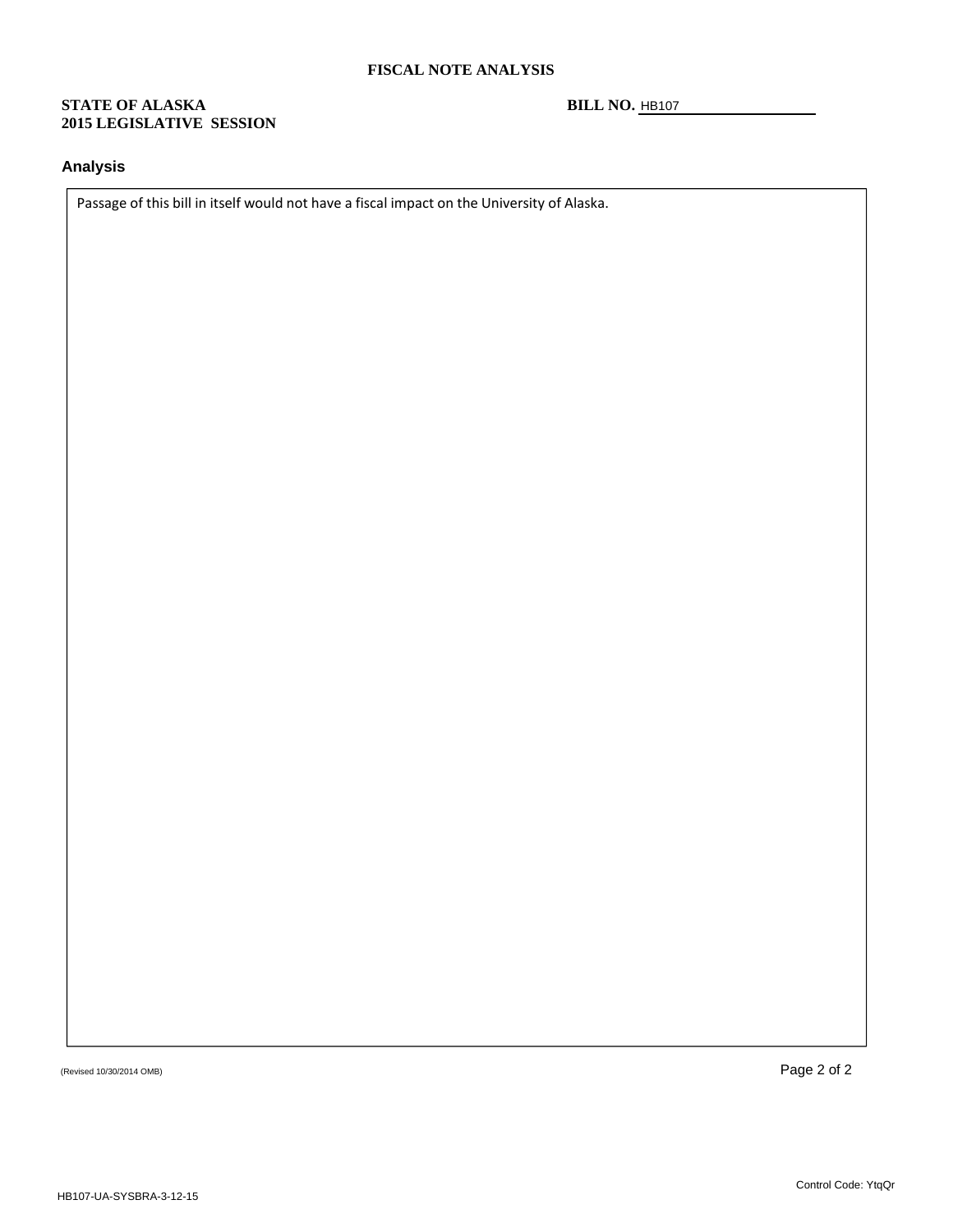**FISCAL NOTE ANALYSIS**

**STATE OF ALASKA**
**2015 LEGISLATIVE SESSION**

**BILL NO.** HB107

### Analysis

Passage of this bill in itself would not have a fiscal impact on the University of Alaska.

(Revised 10/30/2014 OMB)

Control Code: YtqQr

HB107-UA-SYSBRA-3-12-15